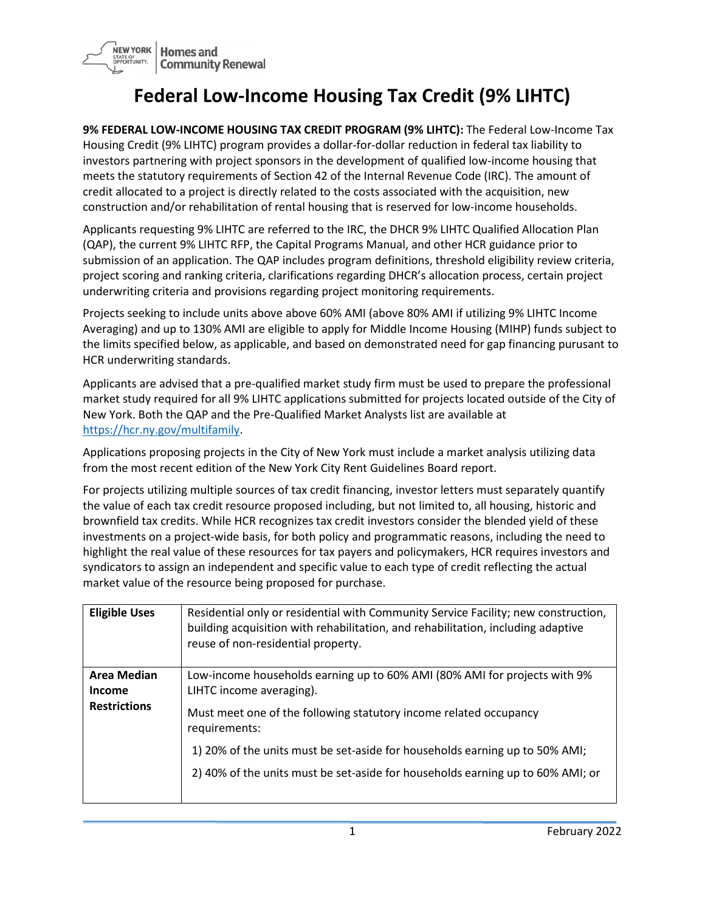# Federal Low-Income Housing Tax Credit (9% LIHTC)

**9% FEDERAL LOW-INCOME HOUSING TAX CREDIT PROGRAM (9% LIHTC):** The Federal Low-Income Tax Housing Credit (9% LIHTC) program provides a dollar-for-dollar reduction in federal tax liability to investors partnering with project sponsors in the development of qualified low-income housing that meets the statutory requirements of Section 42 of the Internal Revenue Code (IRC). The amount of credit allocated to a project is directly related to the costs associated with the acquisition, new construction and/or rehabilitation of rental housing that is reserved for low-income households.

Applicants requesting 9% LIHTC are referred to the IRC, the DHCR 9% LIHTC Qualified Allocation Plan (QAP), the current 9% LIHTC RFP, the Capital Programs Manual, and other HCR guidance prior to submission of an application. The QAP includes program definitions, threshold eligibility review criteria, project scoring and ranking criteria, clarifications regarding DHCR's allocation process, certain project underwriting criteria and provisions regarding project monitoring requirements.

Projects seeking to include units above above 60% AMI (above 80% AMI if utilizing 9% LIHTC Income Averaging) and up to 130% AMI are eligible to apply for Middle Income Housing (MIHP) funds subject to the limits specified below, as applicable, and based on demonstrated need for gap financing purusant to HCR underwriting standards.

Applicants are advised that a pre-qualified market study firm must be used to prepare the professional market study required for all 9% LIHTC applications submitted for projects located outside of the City of New York. Both the QAP and the Pre-Qualified Market Analysts list are available at https://hcr.ny.gov/multifamily.

Applications proposing projects in the City of New York must include a market analysis utilizing data from the most recent edition of the New York City Rent Guidelines Board report.

For projects utilizing multiple sources of tax credit financing, investor letters must separately quantify the value of each tax credit resource proposed including, but not limited to, all housing, historic and brownfield tax credits. While HCR recognizes tax credit investors consider the blended yield of these investments on a project-wide basis, for both policy and programmatic reasons, including the need to highlight the real value of these resources for tax payers and policymakers, HCR requires investors and syndicators to assign an independent and specific value to each type of credit reflecting the actual market value of the resource being proposed for purchase.

| | |
|---|---|
| **Eligible Uses** | Residential only or residential with Community Service Facility; new construction, building acquisition with rehabilitation, and rehabilitation, including adaptive reuse of non-residential property. |
| **Area Median Income Restrictions** | Low-income households earning up to 60% AMI (80% AMI for projects with 9% LIHTC income averaging).<br><br>Must meet one of the following statutory income related occupancy requirements:<br><br>1) 20% of the units must be set-aside for households earning up to 50% AMI;<br><br>2) 40% of the units must be set-aside for households earning up to 60% AMI; or |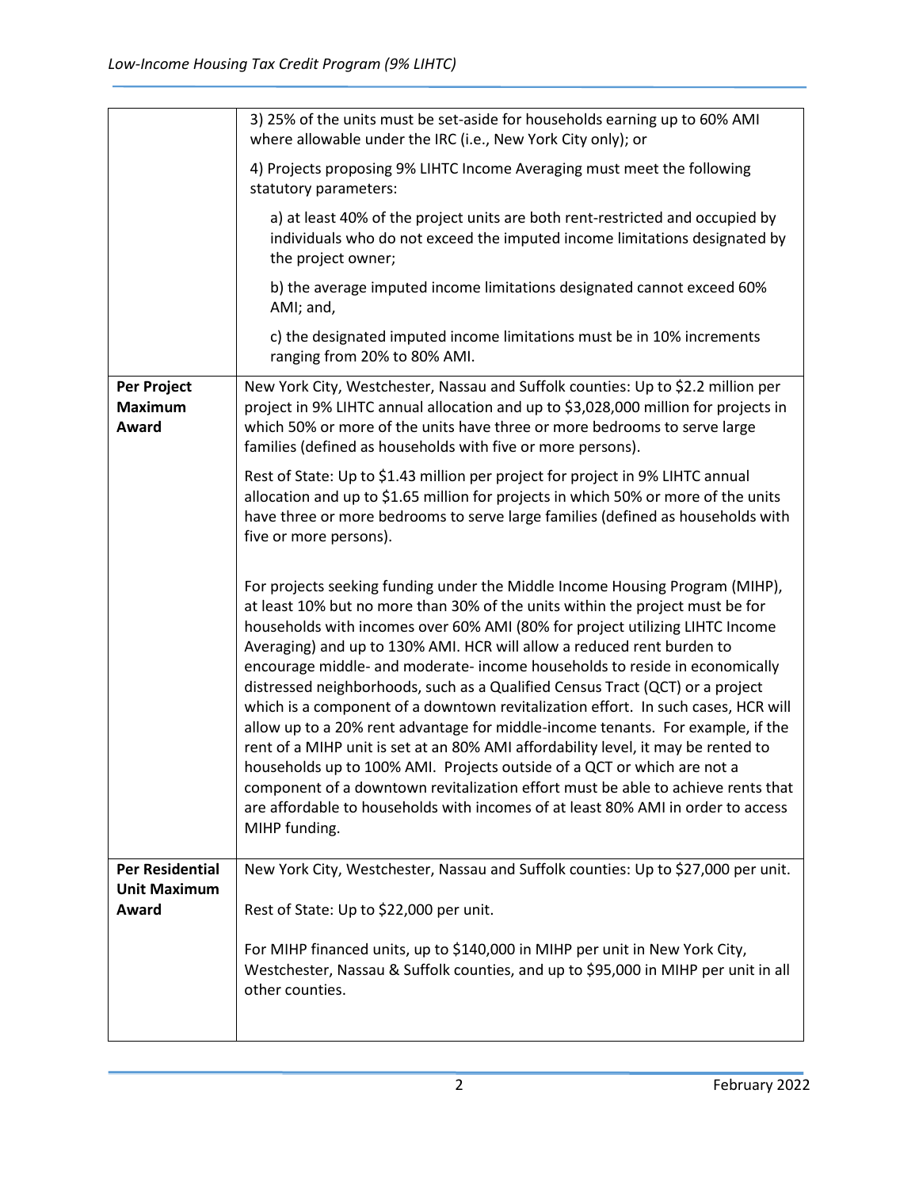| | |
|---|---|
| | 3) 25% of the units must be set-aside for households earning up to 60% AMI where allowable under the IRC (i.e., New York City only); or<br><br>4) Projects proposing 9% LIHTC Income Averaging must meet the following statutory parameters:<br><br>a) at least 40% of the project units are both rent-restricted and occupied by individuals who do not exceed the imputed income limitations designated by the project owner;<br><br>b) the average imputed income limitations designated cannot exceed 60% AMI; and,<br><br>c) the designated imputed income limitations must be in 10% increments ranging from 20% to 80% AMI. |
| **Per Project Maximum Award** | New York City, Westchester, Nassau and Suffolk counties: Up to $2.2 million per project in 9% LIHTC annual allocation and up to $3,028,000 million for projects in which 50% or more of the units have three or more bedrooms to serve large families (defined as households with five or more persons).<br><br>Rest of State: Up to $1.43 million per project for project in 9% LIHTC annual allocation and up to $1.65 million for projects in which 50% or more of the units have three or more bedrooms to serve large families (defined as households with five or more persons).<br><br>For projects seeking funding under the Middle Income Housing Program (MIHP), at least 10% but no more than 30% of the units within the project must be for households with incomes over 60% AMI (80% for project utilizing LIHTC Income Averaging) and up to 130% AMI. HCR will allow a reduced rent burden to encourage middle- and moderate- income households to reside in economically distressed neighborhoods, such as a Qualified Census Tract (QCT) or a project which is a component of a downtown revitalization effort. In such cases, HCR will allow up to a 20% rent advantage for middle-income tenants. For example, if the rent of a MIHP unit is set at an 80% AMI affordability level, it may be rented to households up to 100% AMI. Projects outside of a QCT or which are not a component of a downtown revitalization effort must be able to achieve rents that are affordable to households with incomes of at least 80% AMI in order to access MIHP funding. |
| **Per Residential Unit Maximum Award** | New York City, Westchester, Nassau and Suffolk counties: Up to $27,000 per unit.<br><br>Rest of State: Up to $22,000 per unit.<br><br>For MIHP financed units, up to $140,000 in MIHP per unit in New York City, Westchester, Nassau & Suffolk counties, and up to $95,000 in MIHP per unit in all other counties. |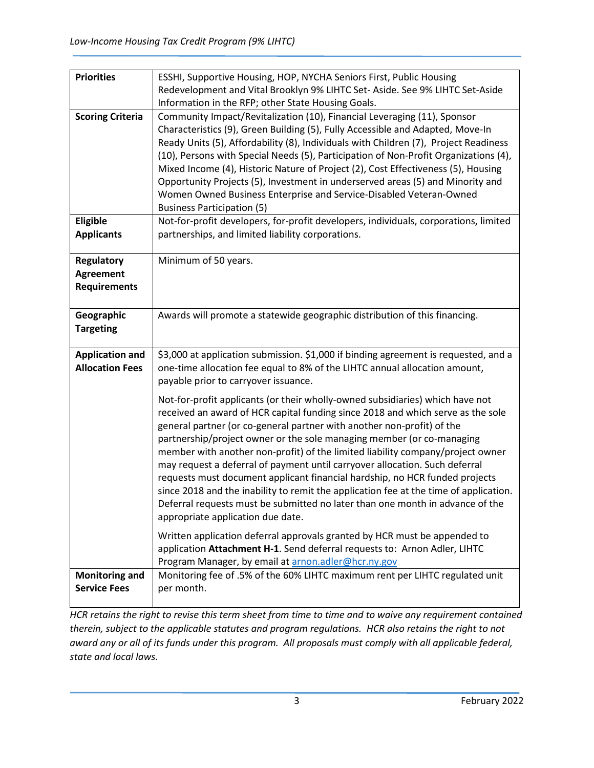| | |
|---|---|
| **Priorities** | ESSHI, Supportive Housing, HOP, NYCHA Seniors First, Public Housing Redevelopment and Vital Brooklyn 9% LIHTC Set- Aside. See 9% LIHTC Set-Aside Information in the RFP; other State Housing Goals. |
| **Scoring Criteria** | Community Impact/Revitalization (10), Financial Leveraging (11), Sponsor Characteristics (9), Green Building (5), Fully Accessible and Adapted, Move-In Ready Units (5), Affordability (8), Individuals with Children (7), Project Readiness (10), Persons with Special Needs (5), Participation of Non-Profit Organizations (4), Mixed Income (4), Historic Nature of Project (2), Cost Effectiveness (5), Housing Opportunity Projects (5), Investment in underserved areas (5) and Minority and Women Owned Business Enterprise and Service-Disabled Veteran-Owned Business Participation (5) |
| **Eligible Applicants** | Not-for-profit developers, for-profit developers, individuals, corporations, limited partnerships, and limited liability corporations. |
| **Regulatory Agreement Requirements** | Minimum of 50 years. |
| **Geographic Targeting** | Awards will promote a statewide geographic distribution of this financing. |
| **Application and Allocation Fees** | $3,000 at application submission. $1,000 if binding agreement is requested, and a one-time allocation fee equal to 8% of the LIHTC annual allocation amount, payable prior to carryover issuance.<br><br>Not-for-profit applicants (or their wholly-owned subsidiaries) which have not received an award of HCR capital funding since 2018 and which serve as the sole general partner (or co-general partner with another non-profit) of the partnership/project owner or the sole managing member (or co-managing member with another non-profit) of the limited liability company/project owner may request a deferral of payment until carryover allocation. Such deferral requests must document applicant financial hardship, no HCR funded projects since 2018 and the inability to remit the application fee at the time of application. Deferral requests must be submitted no later than one month in advance of the appropriate application due date.<br><br>Written application deferral approvals granted by HCR must be appended to application **Attachment H-1**. Send deferral requests to: Arnon Adler, LIHTC Program Manager, by email at arnon.adler@hcr.ny.gov |
| **Monitoring and Service Fees** | Monitoring fee of .5% of the 60% LIHTC maximum rent per LIHTC regulated unit per month. |

*HCR retains the right to revise this term sheet from time to time and to waive any requirement contained therein, subject to the applicable statutes and program regulations. HCR also retains the right to not award any or all of its funds under this program. All proposals must comply with all applicable federal, state and local laws.*